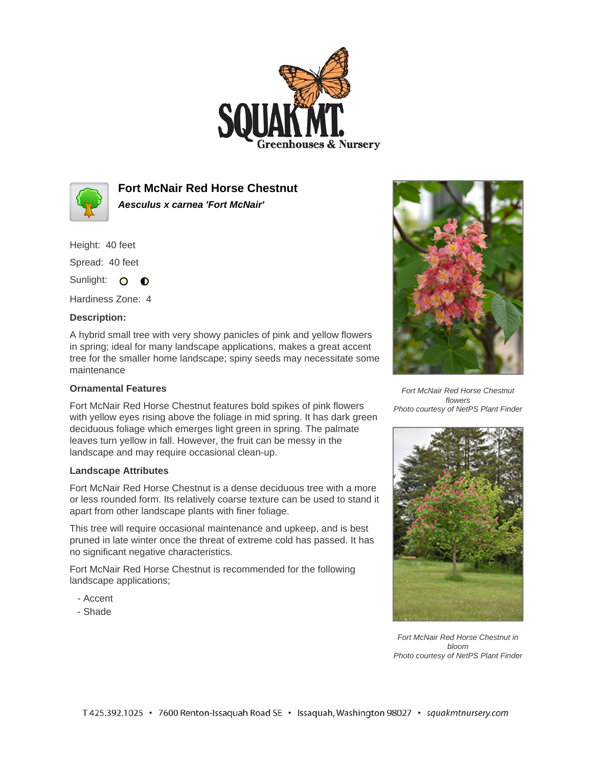# Fort McNair Red Horse Chestnut

***Aesculus x carnea 'Fort McNair'***

Height: 40 feet

Spread: 40 feet

Sunlight: ○ ◐

Hardiness Zone: 4

**Description:**

A hybrid small tree with very showy panicles of pink and yellow flowers in spring; ideal for many landscape applications, makes a great accent tree for the smaller home landscape; spiny seeds may necessitate some maintenance

## Ornamental Features

Fort McNair Red Horse Chestnut features bold spikes of pink flowers with yellow eyes rising above the foliage in mid spring. It has dark green deciduous foliage which emerges light green in spring. The palmate leaves turn yellow in fall. However, the fruit can be messy in the landscape and may require occasional clean-up.

## Landscape Attributes

Fort McNair Red Horse Chestnut is a dense deciduous tree with a more or less rounded form. Its relatively coarse texture can be used to stand it apart from other landscape plants with finer foliage.

This tree will require occasional maintenance and upkeep, and is best pruned in late winter once the threat of extreme cold has passed. It has no significant negative characteristics.

Fort McNair Red Horse Chestnut is recommended for the following landscape applications;

- Accent
- Shade

*Fort McNair Red Horse Chestnut flowers*
*Photo courtesy of NetPS Plant Finder*

*Fort McNair Red Horse Chestnut in bloom*
*Photo courtesy of NetPS Plant Finder*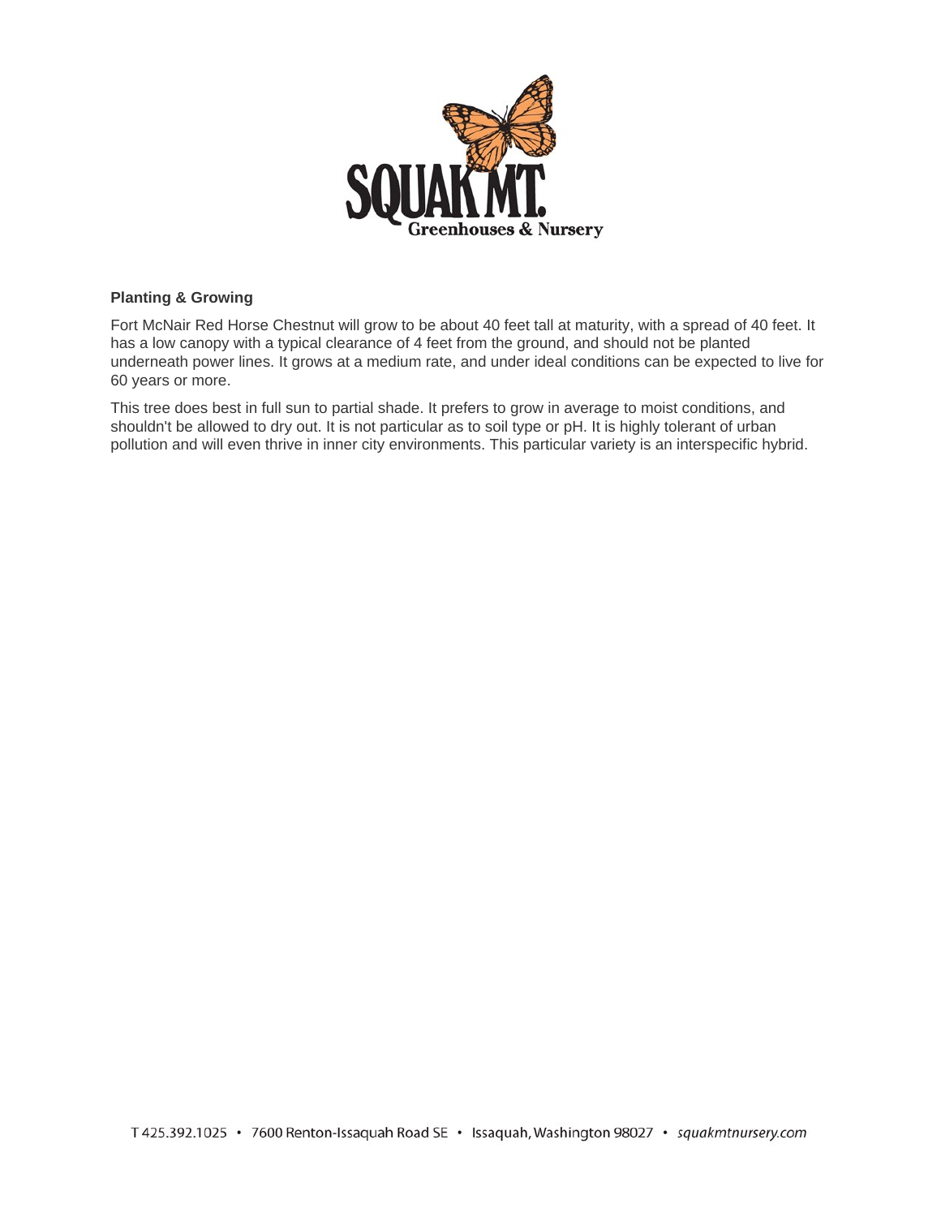**Planting & Growing**

Fort McNair Red Horse Chestnut will grow to be about 40 feet tall at maturity, with a spread of 40 feet. It has a low canopy with a typical clearance of 4 feet from the ground, and should not be planted underneath power lines. It grows at a medium rate, and under ideal conditions can be expected to live for 60 years or more.

This tree does best in full sun to partial shade. It prefers to grow in average to moist conditions, and shouldn't be allowed to dry out. It is not particular as to soil type or pH. It is highly tolerant of urban pollution and will even thrive in inner city environments. This particular variety is an interspecific hybrid.